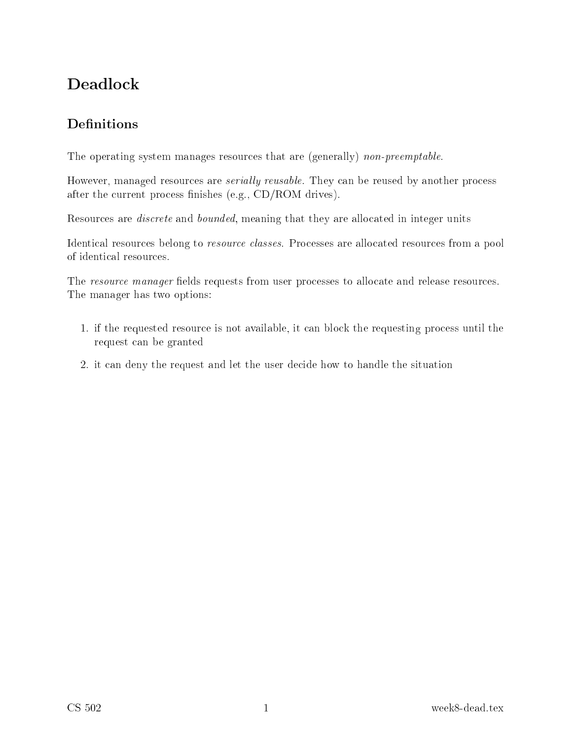# Deadlock

## Definitions

The operating system manages resources that are (generally) *non-preemptable*.

However, managed resources are *serially reusable*. They can be reused by another process after the current process finishes (e.g., CD/ROM drives).

Resources are *discrete* and *bounded*, meaning that they are allocated in integer units

Identical resources belong to *resource classes*. Processes are allocated resources from a pool of identical resources.

The *resource manager* fields requests from user processes to allocate and release resources. The manager has two options:

1. if the requested resource is not available, it can block the requesting process until the request can be granted
2. it can deny the request and let the user decide how to handle the situation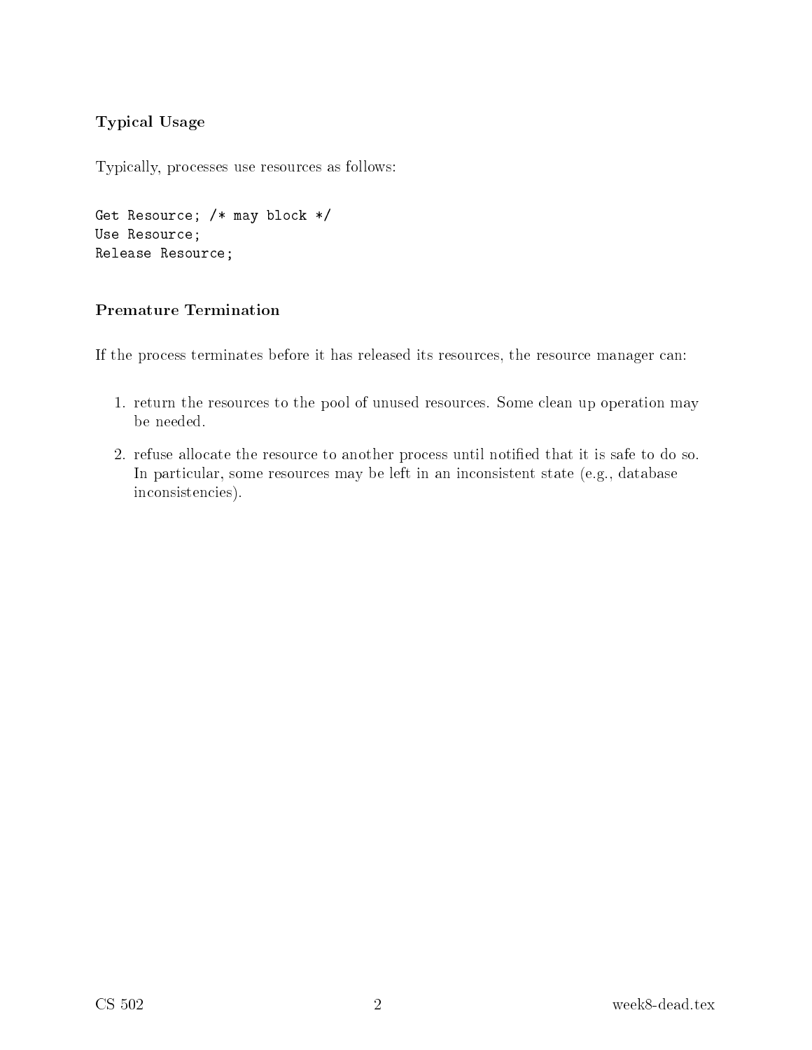### Typical Usage

Typically, processes use resources as follows:

```
Get Resource; /* may block */
Use Resource;
Release Resource;
```

### Premature Termination

If the process terminates before it has released its resources, the resource manager can:

1. return the resources to the pool of unused resources. Some clean up operation may be needed.
2. refuse allocate the resource to another process until notified that it is safe to do so. In particular, some resources may be left in an inconsistent state (e.g., database inconsistencies).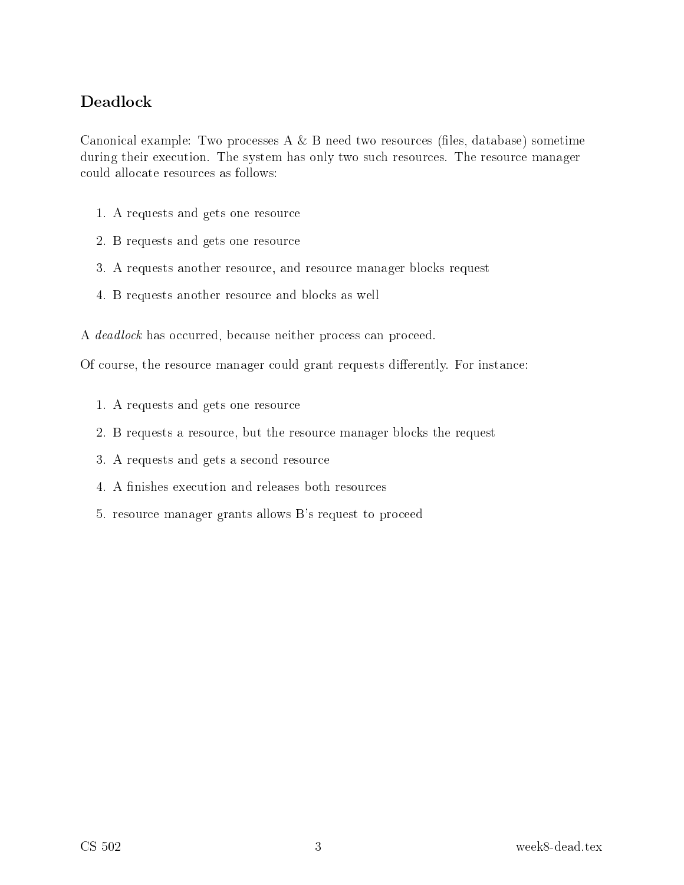## Deadlock

Canonical example: Two processes A & B need two resources (files, database) sometime during their execution. The system has only two such resources. The resource manager could allocate resources as follows:

1. A requests and gets one resource
2. B requests and gets one resource
3. A requests another resource, and resource manager blocks request
4. B requests another resource and blocks as well

A *deadlock* has occurred, because neither process can proceed.

Of course, the resource manager could grant requests differently. For instance:

1. A requests and gets one resource
2. B requests a resource, but the resource manager blocks the request
3. A requests and gets a second resource
4. A finishes execution and releases both resources
5. resource manager grants allows B's request to proceed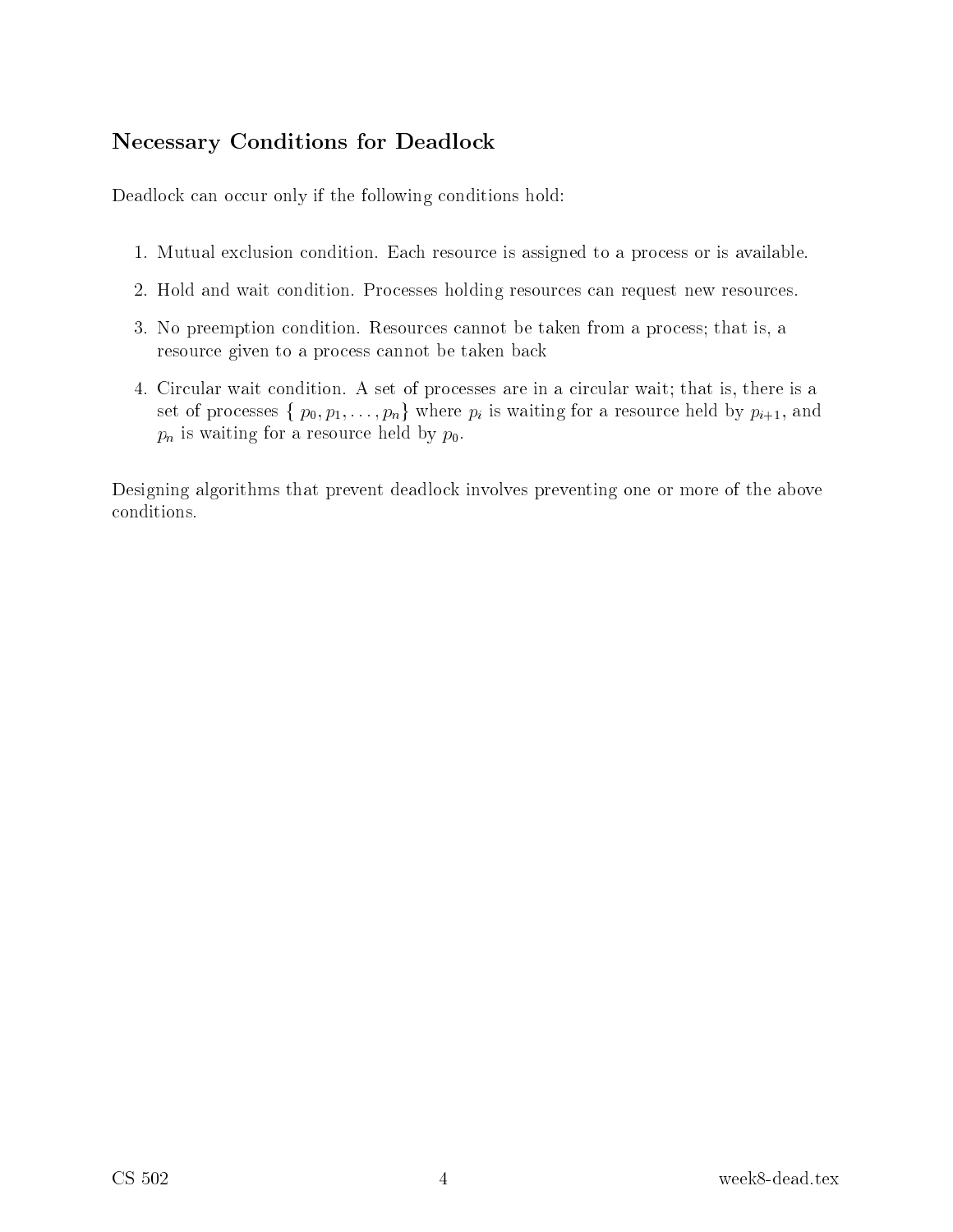## Necessary Conditions for Deadlock

Deadlock can occur only if the following conditions hold:

1. Mutual exclusion condition. Each resource is assigned to a process or is available.
2. Hold and wait condition. Processes holding resources can request new resources.
3. No preemption condition. Resources cannot be taken from a process; that is, a resource given to a process cannot be taken back
4. Circular wait condition. A set of processes are in a circular wait; that is, there is a set of processes $\{ p_0, p_1, \ldots, p_n\}$ where $p_i$ is waiting for a resource held by $p_{i+1}$, and $p_n$ is waiting for a resource held by $p_0$.

Designing algorithms that prevent deadlock involves preventing one or more of the above conditions.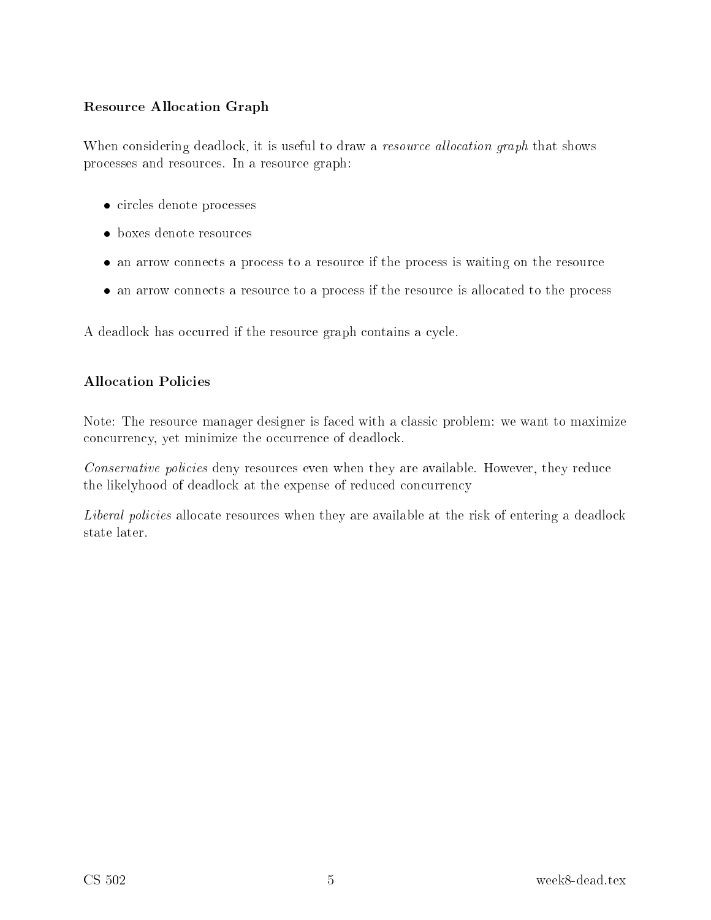### Resource Allocation Graph

When considering deadlock, it is useful to draw a *resource allocation graph* that shows processes and resources. In a resource graph:

- circles denote processes
- boxes denote resources
- an arrow connects a process to a resource if the process is waiting on the resource
- an arrow connects a resource to a process if the resource is allocated to the process

A deadlock has occurred if the resource graph contains a cycle.

### Allocation Policies

Note: The resource manager designer is faced with a classic problem: we want to maximize concurrency, yet minimize the occurrence of deadlock.

*Conservative policies* deny resources even when they are available. However, they reduce the likelyhood of deadlock at the expense of reduced concurrency

*Liberal policies* allocate resources when they are available at the risk of entering a deadlock state later.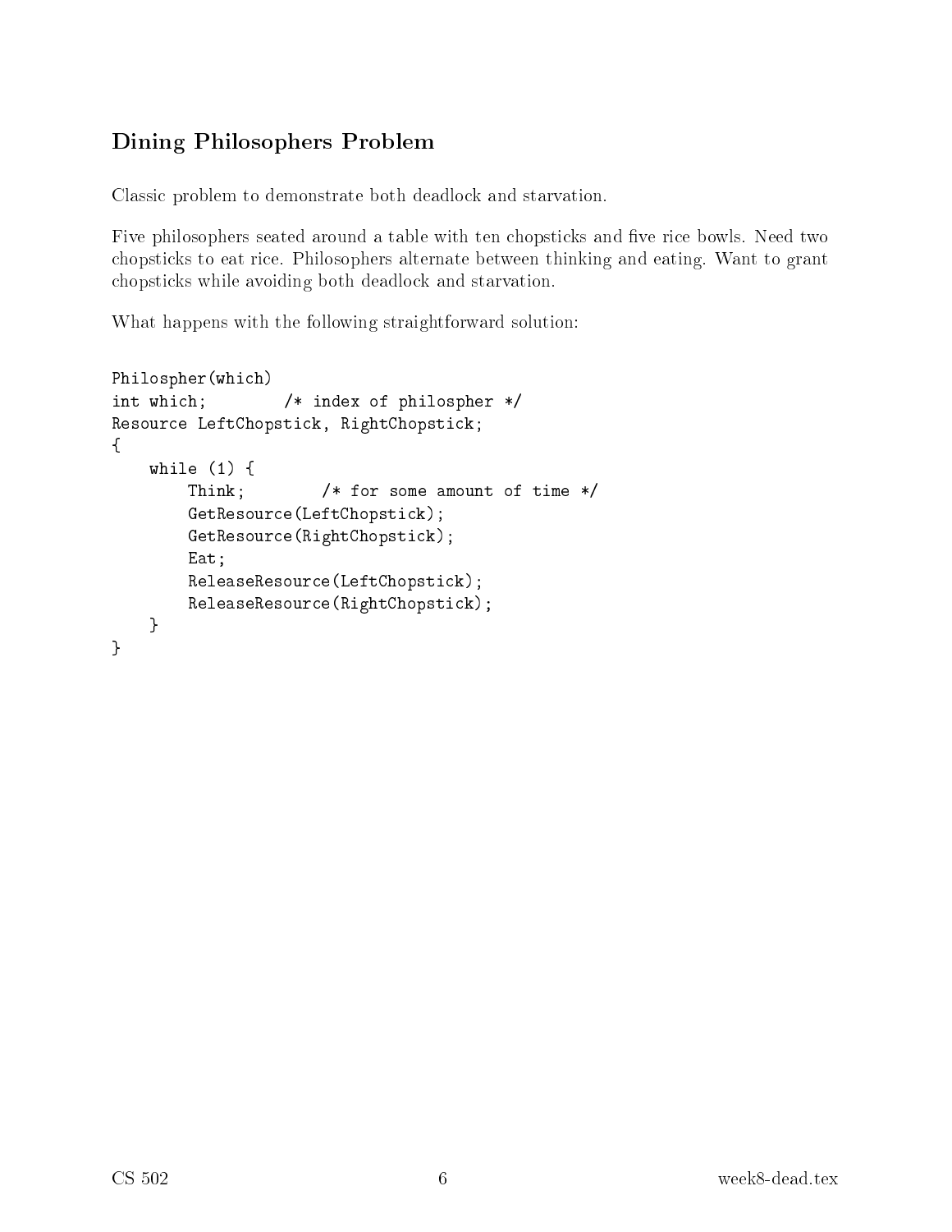## Dining Philosophers Problem

Classic problem to demonstrate both deadlock and starvation.

Five philosophers seated around a table with ten chopsticks and five rice bowls. Need two chopsticks to eat rice. Philosophers alternate between thinking and eating. Want to grant chopsticks while avoiding both deadlock and starvation.

What happens with the following straightforward solution:

```
Philospher(which)
int which;        /* index of philospher */
Resource LeftChopstick, RightChopstick;
{
    while (1) {
        Think;        /* for some amount of time */
        GetResource(LeftChopstick);
        GetResource(RightChopstick);
        Eat;
        ReleaseResource(LeftChopstick);
        ReleaseResource(RightChopstick);
    }
}
```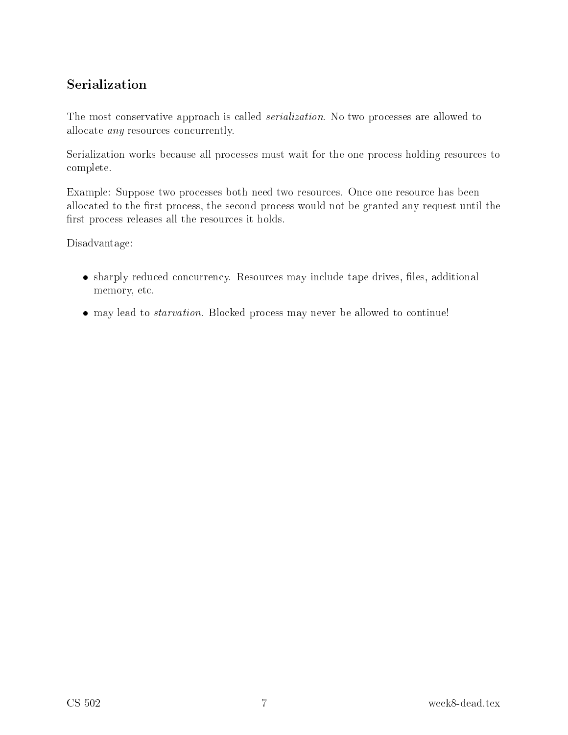## Serialization

The most conservative approach is called *serialization*. No two processes are allowed to allocate *any* resources concurrently.

Serialization works because all processes must wait for the one process holding resources to complete.

Example: Suppose two processes both need two resources. Once one resource has been allocated to the first process, the second process would not be granted any request until the first process releases all the resources it holds.

Disadvantage:

- sharply reduced concurrency. Resources may include tape drives, files, additional memory, etc.
- may lead to *starvation*. Blocked process may never be allowed to continue!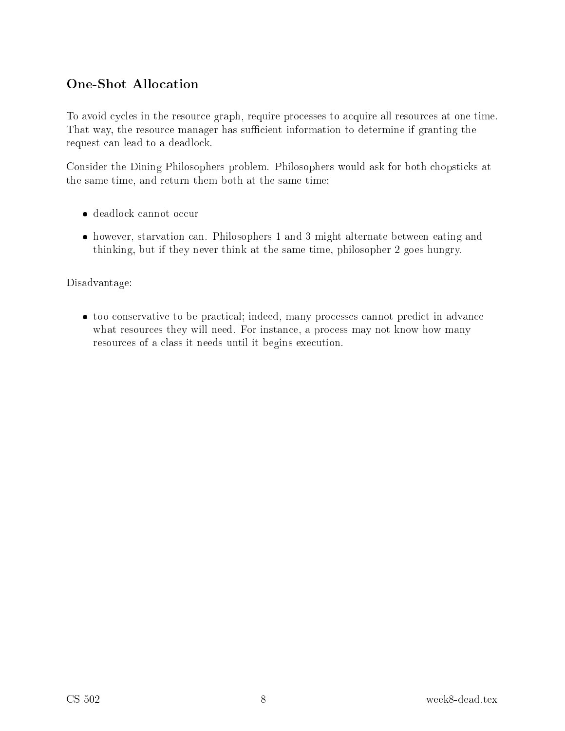## One-Shot Allocation

To avoid cycles in the resource graph, require processes to acquire all resources at one time. That way, the resource manager has sufficient information to determine if granting the request can lead to a deadlock.

Consider the Dining Philosophers problem. Philosophers would ask for both chopsticks at the same time, and return them both at the same time:

- deadlock cannot occur
- however, starvation can. Philosophers 1 and 3 might alternate between eating and thinking, but if they never think at the same time, philosopher 2 goes hungry.

Disadvantage:

- too conservative to be practical; indeed, many processes cannot predict in advance what resources they will need. For instance, a process may not know how many resources of a class it needs until it begins execution.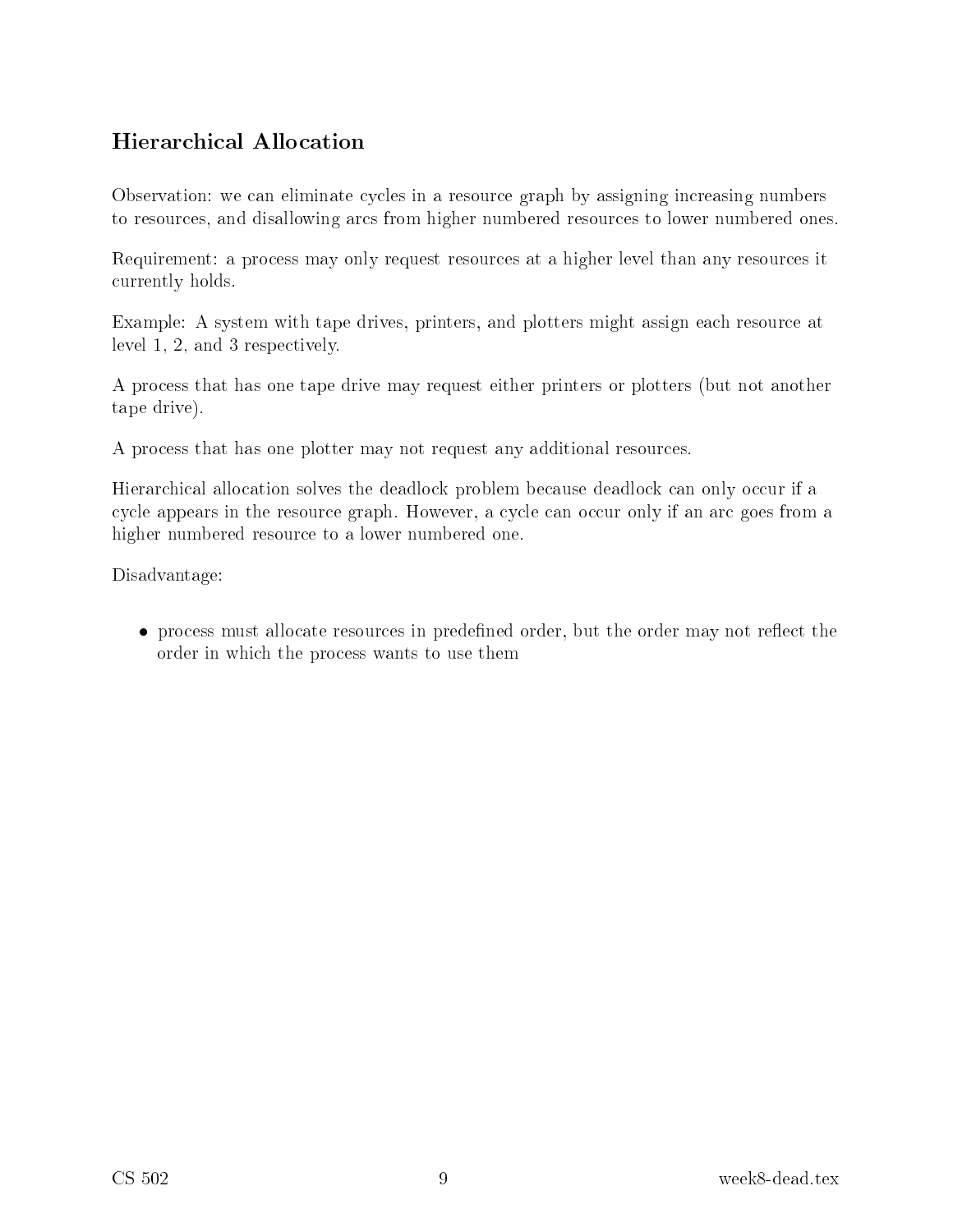## Hierarchical Allocation

Observation: we can eliminate cycles in a resource graph by assigning increasing numbers to resources, and disallowing arcs from higher numbered resources to lower numbered ones.

Requirement: a process may only request resources at a higher level than any resources it currently holds.

Example: A system with tape drives, printers, and plotters might assign each resource at level 1, 2, and 3 respectively.

A process that has one tape drive may request either printers or plotters (but not another tape drive).

A process that has one plotter may not request any additional resources.

Hierarchical allocation solves the deadlock problem because deadlock can only occur if a cycle appears in the resource graph. However, a cycle can occur only if an arc goes from a higher numbered resource to a lower numbered one.

Disadvantage:

- process must allocate resources in predefined order, but the order may not reflect the order in which the process wants to use them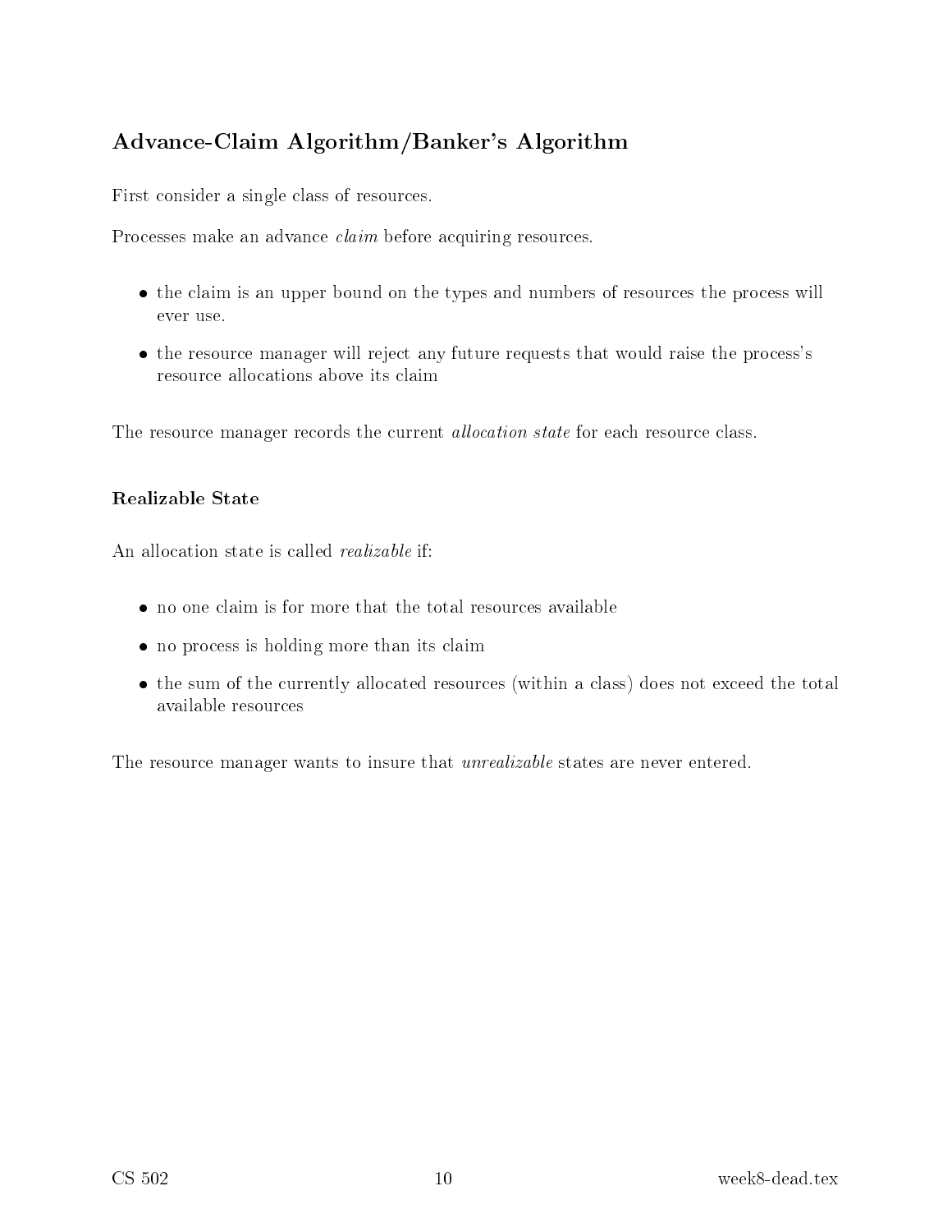## Advance-Claim Algorithm/Banker's Algorithm

First consider a single class of resources.

Processes make an advance *claim* before acquiring resources.

- the claim is an upper bound on the types and numbers of resources the process will ever use.
- the resource manager will reject any future requests that would raise the process's resource allocations above its claim

The resource manager records the current *allocation state* for each resource class.

### Realizable State

An allocation state is called *realizable* if:

- no one claim is for more that the total resources available
- no process is holding more than its claim
- the sum of the currently allocated resources (within a class) does not exceed the total available resources

The resource manager wants to insure that *unrealizable* states are never entered.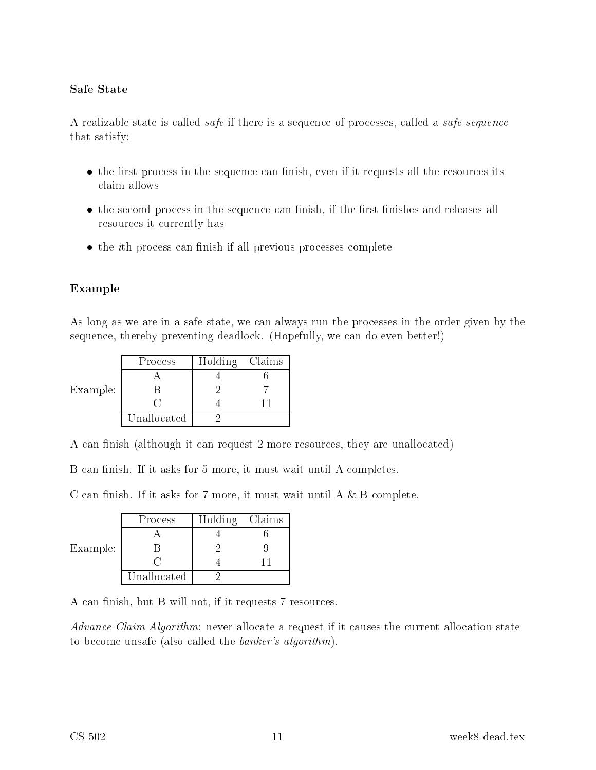### Safe State

A realizable state is called *safe* if there is a sequence of processes, called a *safe sequence* that satisfy:

- the first process in the sequence can finish, even if it requests all the resources its claim allows
- the second process in the sequence can finish, if the first finishes and releases all resources it currently has
- the *i*th process can finish if all previous processes complete

### Example

As long as we are in a safe state, we can always run the processes in the order given by the sequence, thereby preventing deadlock. (Hopefully, we can do even better!)

Example:

| Process | Holding | Claims |
|---|---|---|
| A | 4 | 6 |
| B | 2 | 7 |
| C | 4 | 11 |
| Unallocated | 2 | |

A can finish (although it can request 2 more resources, they are unallocated)

B can finish. If it asks for 5 more, it must wait until A completes.

C can finish. If it asks for 7 more, it must wait until A & B complete.

Example:

| Process | Holding | Claims |
|---|---|---|
| A | 4 | 6 |
| B | 2 | 9 |
| C | 4 | 11 |
| Unallocated | 2 | |

A can finish, but B will not, if it requests 7 resources.

*Advance-Claim Algorithm*: never allocate a request if it causes the current allocation state to become unsafe (also called the *banker's algorithm*).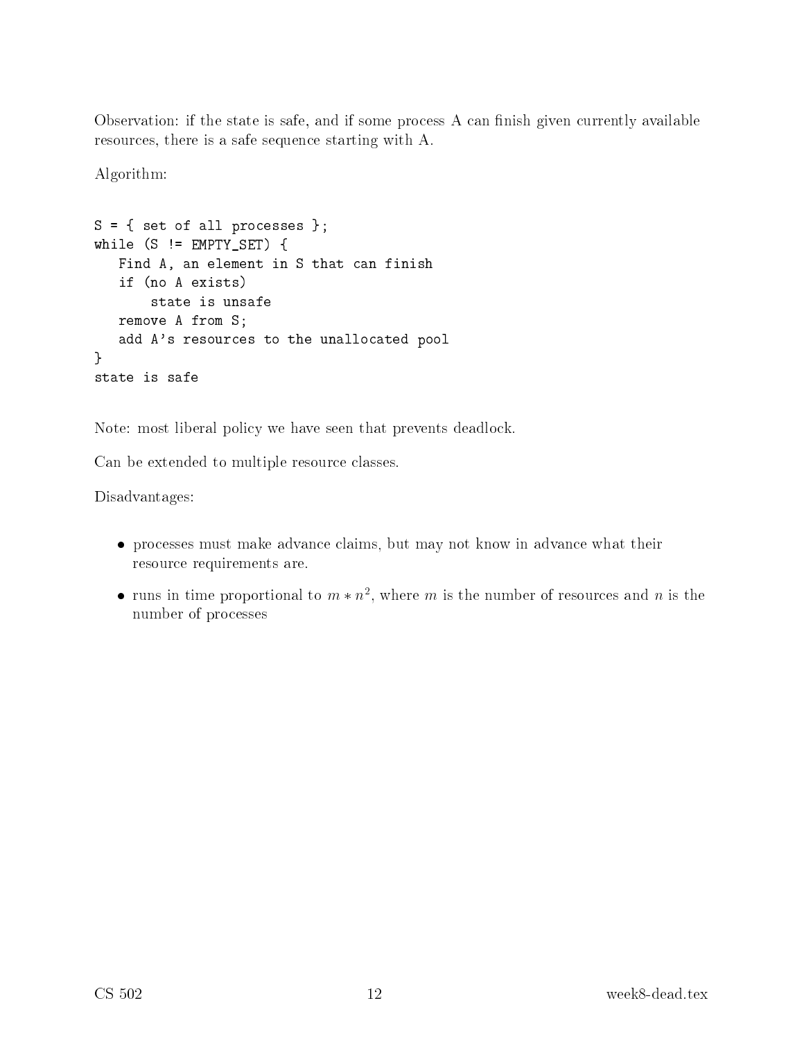Observation: if the state is safe, and if some process A can finish given currently available resources, there is a safe sequence starting with A.

Algorithm:

```
S = { set of all processes };
while (S != EMPTY_SET) {
   Find A, an element in S that can finish
   if (no A exists)
       state is unsafe
   remove A from S;
   add A's resources to the unallocated pool
}
state is safe
```

Note: most liberal policy we have seen that prevents deadlock.

Can be extended to multiple resource classes.

Disadvantages:

- processes must make advance claims, but may not know in advance what their resource requirements are.
- runs in time proportional to $m * n^2$, where $m$ is the number of resources and $n$ is the number of processes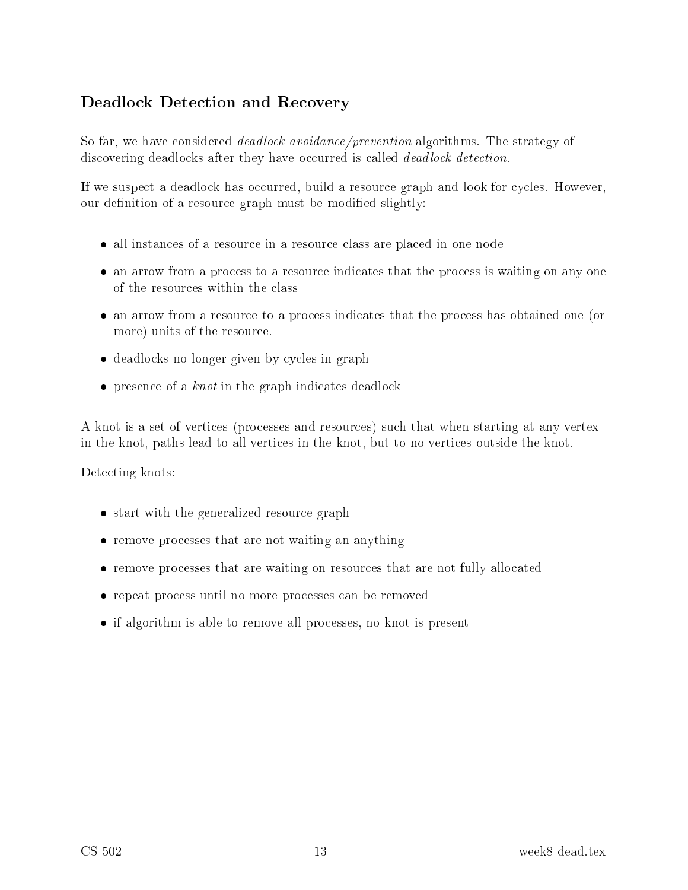## Deadlock Detection and Recovery

So far, we have considered *deadlock avoidance/prevention* algorithms. The strategy of discovering deadlocks after they have occurred is called *deadlock detection*.

If we suspect a deadlock has occurred, build a resource graph and look for cycles. However, our definition of a resource graph must be modified slightly:

- all instances of a resource in a resource class are placed in one node
- an arrow from a process to a resource indicates that the process is waiting on any one of the resources within the class
- an arrow from a resource to a process indicates that the process has obtained one (or more) units of the resource.
- deadlocks no longer given by cycles in graph
- presence of a *knot* in the graph indicates deadlock

A knot is a set of vertices (processes and resources) such that when starting at any vertex in the knot, paths lead to all vertices in the knot, but to no vertices outside the knot.

Detecting knots:

- start with the generalized resource graph
- remove processes that are not waiting an anything
- remove processes that are waiting on resources that are not fully allocated
- repeat process until no more processes can be removed
- if algorithm is able to remove all processes, no knot is present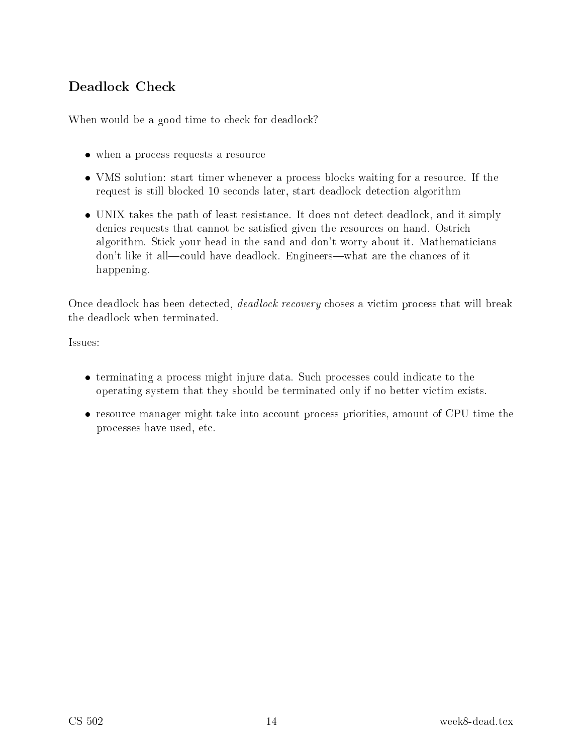## Deadlock Check

When would be a good time to check for deadlock?

- when a process requests a resource
- VMS solution: start timer whenever a process blocks waiting for a resource. If the request is still blocked 10 seconds later, start deadlock detection algorithm
- UNIX takes the path of least resistance. It does not detect deadlock, and it simply denies requests that cannot be satisfied given the resources on hand. Ostrich algorithm. Stick your head in the sand and don't worry about it. Mathematicians don't like it all—could have deadlock. Engineers—what are the chances of it happening.

Once deadlock has been detected, *deadlock recovery* choses a victim process that will break the deadlock when terminated.

Issues:

- terminating a process might injure data. Such processes could indicate to the operating system that they should be terminated only if no better victim exists.
- resource manager might take into account process priorities, amount of CPU time the processes have used, etc.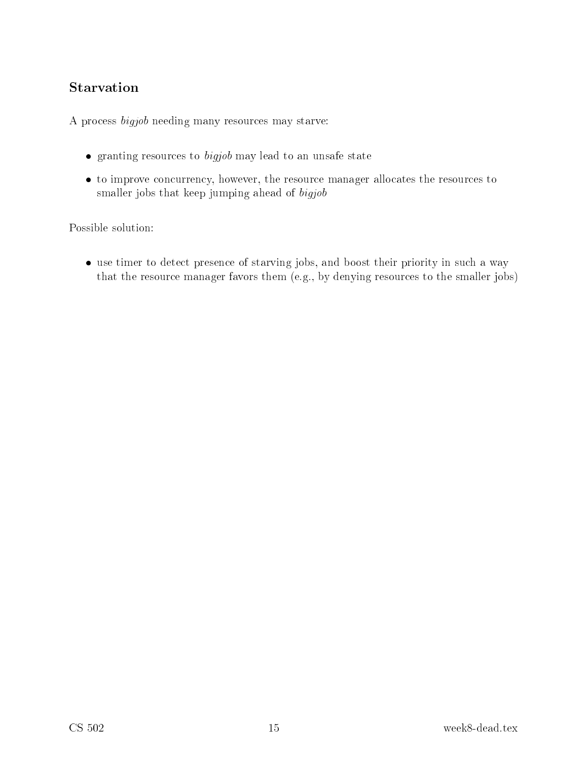## Starvation

A process *bigjob* needing many resources may starve:

- granting resources to *bigjob* may lead to an unsafe state
- to improve concurrency, however, the resource manager allocates the resources to smaller jobs that keep jumping ahead of *bigjob*

Possible solution:

- use timer to detect presence of starving jobs, and boost their priority in such a way that the resource manager favors them (e.g., by denying resources to the smaller jobs)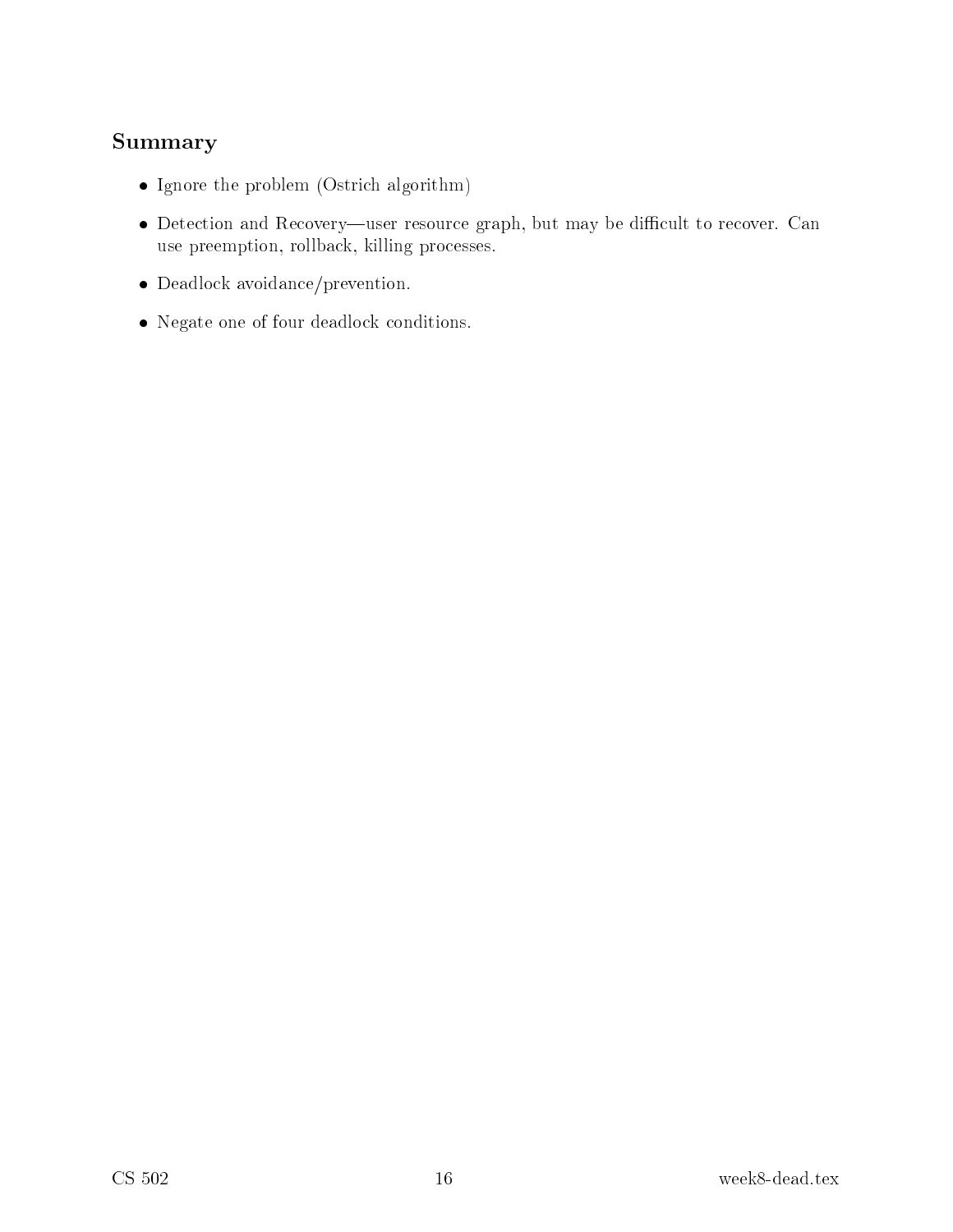### Summary

- Ignore the problem (Ostrich algorithm)
- Detection and Recovery—user resource graph, but may be difficult to recover. Can use preemption, rollback, killing processes.
- Deadlock avoidance/prevention.
- Negate one of four deadlock conditions.